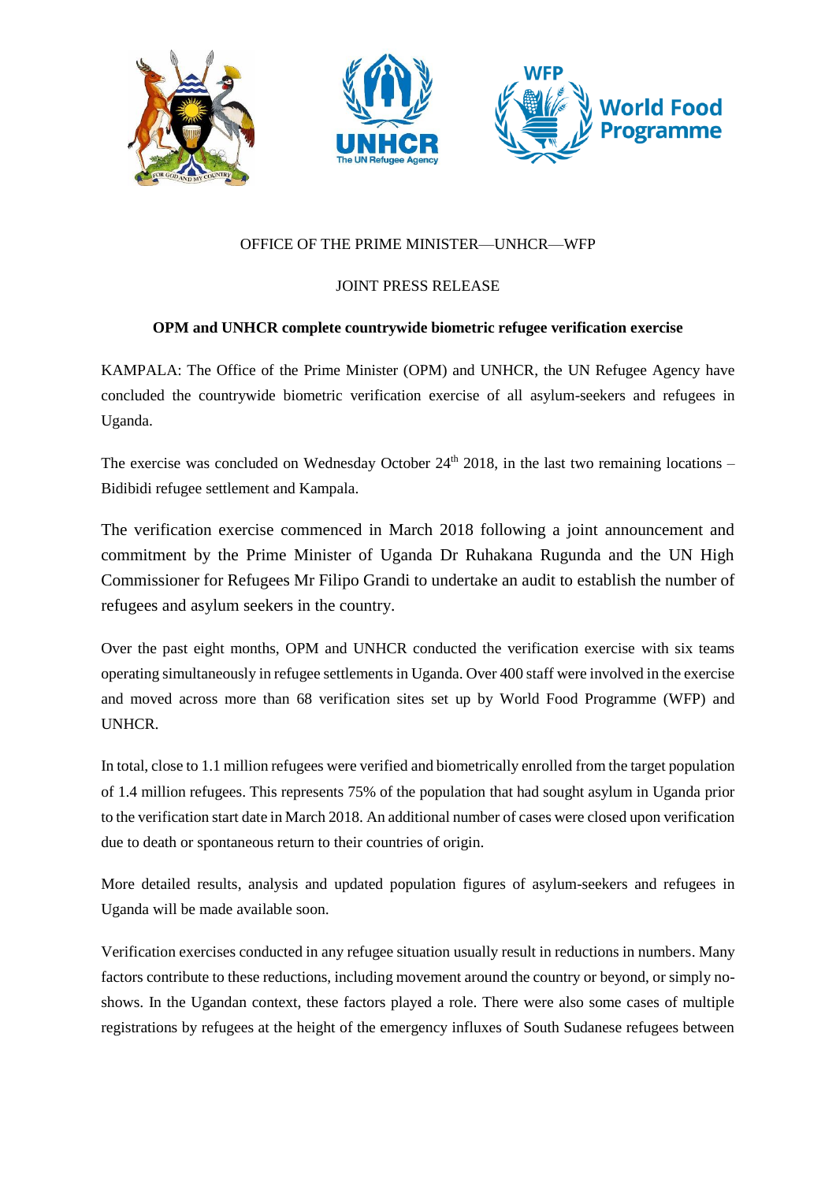OFFICE OF THE PRIME MINISTER—UNHCR—WFP

JOINT PRESS RELEASE

**OPM and UNHCR complete countrywide biometric refugee verification exercise**

KAMPALA: The Office of the Prime Minister (OPM) and UNHCR, the UN Refugee Agency have concluded the countrywide biometric verification exercise of all asylum-seekers and refugees in Uganda.

The exercise was concluded on Wednesday October 24th 2018, in the last two remaining locations – Bidibidi refugee settlement and Kampala.

The verification exercise commenced in March 2018 following a joint announcement and commitment by the Prime Minister of Uganda Dr Ruhakana Rugunda and the UN High Commissioner for Refugees Mr Filipo Grandi to undertake an audit to establish the number of refugees and asylum seekers in the country.

Over the past eight months, OPM and UNHCR conducted the verification exercise with six teams operating simultaneously in refugee settlements in Uganda. Over 400 staff were involved in the exercise and moved across more than 68 verification sites set up by World Food Programme (WFP) and UNHCR.

In total, close to 1.1 million refugees were verified and biometrically enrolled from the target population of 1.4 million refugees. This represents 75% of the population that had sought asylum in Uganda prior to the verification start date in March 2018. An additional number of cases were closed upon verification due to death or spontaneous return to their countries of origin.

More detailed results, analysis and updated population figures of asylum-seekers and refugees in Uganda will be made available soon.

Verification exercises conducted in any refugee situation usually result in reductions in numbers. Many factors contribute to these reductions, including movement around the country or beyond, or simply no-shows. In the Ugandan context, these factors played a role. There were also some cases of multiple registrations by refugees at the height of the emergency influxes of South Sudanese refugees between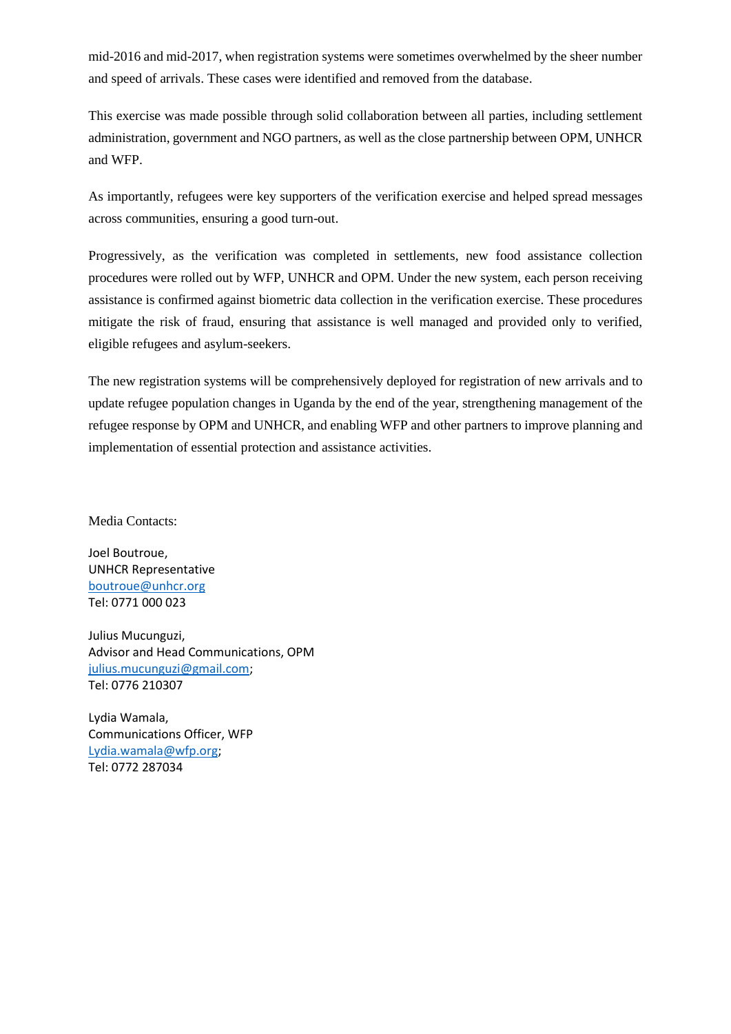mid-2016 and mid-2017, when registration systems were sometimes overwhelmed by the sheer number and speed of arrivals. These cases were identified and removed from the database.

This exercise was made possible through solid collaboration between all parties, including settlement administration, government and NGO partners, as well as the close partnership between OPM, UNHCR and WFP.

As importantly, refugees were key supporters of the verification exercise and helped spread messages across communities, ensuring a good turn-out.

Progressively, as the verification was completed in settlements, new food assistance collection procedures were rolled out by WFP, UNHCR and OPM. Under the new system, each person receiving assistance is confirmed against biometric data collection in the verification exercise. These procedures mitigate the risk of fraud, ensuring that assistance is well managed and provided only to verified, eligible refugees and asylum-seekers.

The new registration systems will be comprehensively deployed for registration of new arrivals and to update refugee population changes in Uganda by the end of the year, strengthening management of the refugee response by OPM and UNHCR, and enabling WFP and other partners to improve planning and implementation of essential protection and assistance activities.

Media Contacts:

Joel Boutroue,
UNHCR Representative
boutroue@unhcr.org
Tel: 0771 000 023

Julius Mucunguzi,
Advisor and Head Communications, OPM
julius.mucunguzi@gmail.com;
Tel: 0776 210307

Lydia Wamala,
Communications Officer, WFP
Lydia.wamala@wfp.org;
Tel: 0772 287034